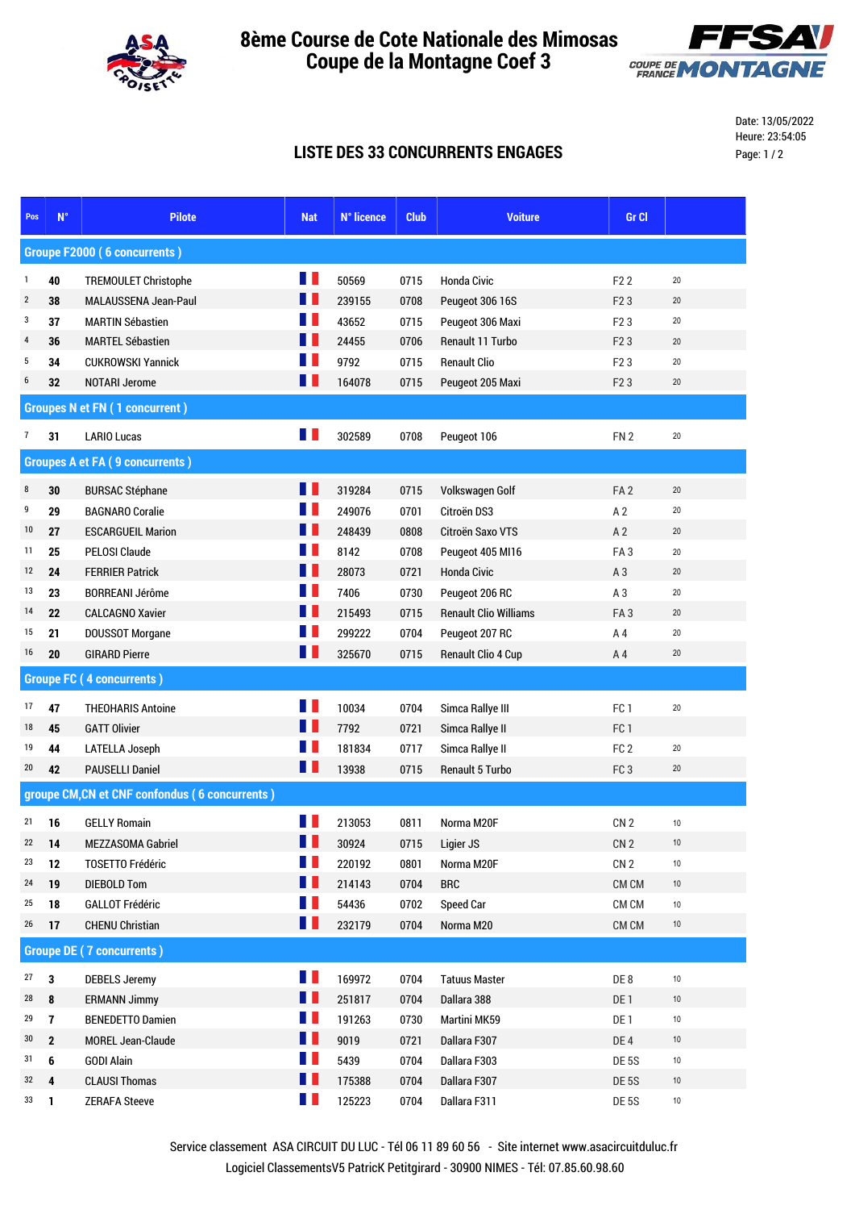# 8ème Course de Cote Nationale des Mimosas
# Coupe de la Montagne Coef 3

Date: 13/05/2022
Heure: 23:54:05

## LISTE DES 33 CONCURRENTS ENGAGES

| Pos | N° | Pilote | Nat | N° licence | Club | Voiture | Gr Cl | |
|---|---|---|---|---|---|---|---|---|
| **Groupe F2000 ( 6 concurrents )** | | | | | | | | |
| 1 | **40** | TREMOULET Christophe | | 50569 | 0715 | Honda Civic | F2 2 | 20 |
| 2 | **38** | MALAUSSENA Jean-Paul | | 239155 | 0708 | Peugeot 306 16S | F2 3 | 20 |
| 3 | **37** | MARTIN Sébastien | | 43652 | 0715 | Peugeot 306 Maxi | F2 3 | 20 |
| 4 | **36** | MARTEL Sébastien | | 24455 | 0706 | Renault 11 Turbo | F2 3 | 20 |
| 5 | **34** | CUKROWSKI Yannick | | 9792 | 0715 | Renault Clio | F2 3 | 20 |
| 6 | **32** | NOTARI Jerome | | 164078 | 0715 | Peugeot 205 Maxi | F2 3 | 20 |
| **Groupes N et FN ( 1 concurrent )** | | | | | | | | |
| 7 | **31** | LARIO Lucas | | 302589 | 0708 | Peugeot 106 | FN 2 | 20 |
| **Groupes A et FA ( 9 concurrents )** | | | | | | | | |
| 8 | **30** | BURSAC Stéphane | | 319284 | 0715 | Volkswagen Golf | FA 2 | 20 |
| 9 | **29** | BAGNARO Coralie | | 249076 | 0701 | Citroën DS3 | A 2 | 20 |
| 10 | **27** | ESCARGUEIL Marion | | 248439 | 0808 | Citroën Saxo VTS | A 2 | 20 |
| 11 | **25** | PELOSI Claude | | 8142 | 0708 | Peugeot 405 MI16 | FA 3 | 20 |
| 12 | **24** | FERRIER Patrick | | 28073 | 0721 | Honda Civic | A 3 | 20 |
| 13 | **23** | BORREANI Jérôme | | 7406 | 0730 | Peugeot 206 RC | A 3 | 20 |
| 14 | **22** | CALCAGNO Xavier | | 215493 | 0715 | Renault Clio Williams | FA 3 | 20 |
| 15 | **21** | DOUSSOT Morgane | | 299222 | 0704 | Peugeot 207 RC | A 4 | 20 |
| 16 | **20** | GIRARD Pierre | | 325670 | 0715 | Renault Clio 4 Cup | A 4 | 20 |
| **Groupe FC ( 4 concurrents )** | | | | | | | | |
| 17 | **47** | THEOHARIS Antoine | | 10034 | 0704 | Simca Rallye III | FC 1 | 20 |
| 18 | **45** | GATT Olivier | | 7792 | 0721 | Simca Rallye II | FC 1 | |
| 19 | **44** | LATELLA Joseph | | 181834 | 0717 | Simca Rallye II | FC 2 | 20 |
| 20 | **42** | PAUSELLI Daniel | | 13938 | 0715 | Renault 5 Turbo | FC 3 | 20 |
| **groupe CM,CN et CNF confondus ( 6 concurrents )** | | | | | | | | |
| 21 | **16** | GELLY Romain | | 213053 | 0811 | Norma M20F | CN 2 | 10 |
| 22 | **14** | MEZZASOMA Gabriel | | 30924 | 0715 | Ligier JS | CN 2 | 10 |
| 23 | **12** | TOSETTO Frédéric | | 220192 | 0801 | Norma M20F | CN 2 | 10 |
| 24 | **19** | DIEBOLD Tom | | 214143 | 0704 | BRC | CM CM | 10 |
| 25 | **18** | GALLOT Frédéric | | 54436 | 0702 | Speed Car | CM CM | 10 |
| 26 | **17** | CHENU Christian | | 232179 | 0704 | Norma M20 | CM CM | 10 |
| **Groupe DE ( 7 concurrents )** | | | | | | | | |
| 27 | **3** | DEBELS Jeremy | | 169972 | 0704 | Tatuus Master | DE 8 | 10 |
| 28 | **8** | ERMANN Jimmy | | 251817 | 0704 | Dallara 388 | DE 1 | 10 |
| 29 | **7** | BENEDETTO Damien | | 191263 | 0730 | Martini MK59 | DE 1 | 10 |
| 30 | **2** | MOREL Jean-Claude | | 9019 | 0721 | Dallara F307 | DE 4 | 10 |
| 31 | **6** | GODI Alain | | 5439 | 0704 | Dallara F303 | DE 5S | 10 |
| 32 | **4** | CLAUSI Thomas | | 175388 | 0704 | Dallara F307 | DE 5S | 10 |
| 33 | **1** | ZERAFA Steeve | | 125223 | 0704 | Dallara F311 | DE 5S | 10 |

Service classement ASA CIRCUIT DU LUC - Tél 06 11 89 60 56 - Site internet www.asacircuitduluc.fr
Logiciel ClassementsV5 PatricK Petitgirard - 30900 NIMES - Tél: 07.85.60.98.60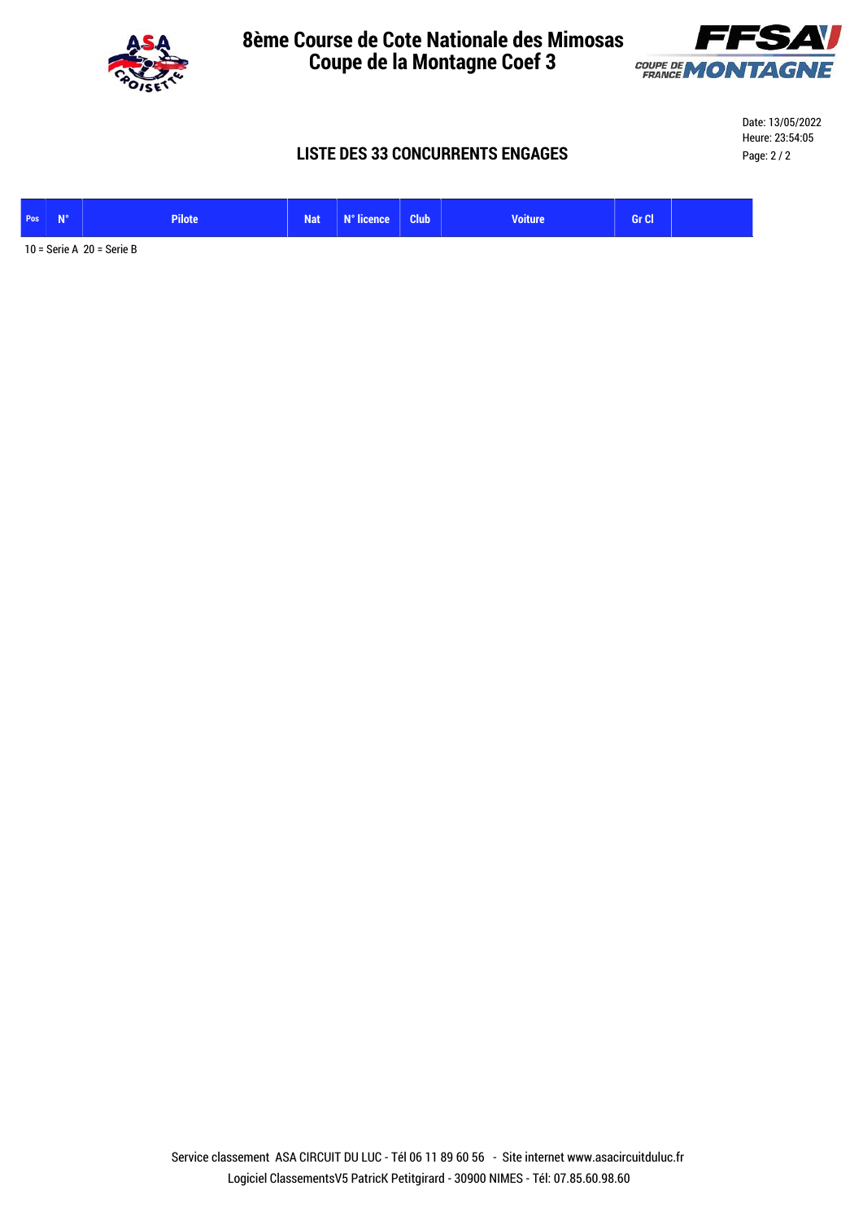# 8ème Course de Cote Nationale des Mimosas
## Coupe de la Montagne Coef 3

Date: 13/05/2022
Heure: 23:54:05

## LISTE DES 33 CONCURRENTS ENGAGES

| Pos | N° | Pilote | Nat | N° licence | Club | Voiture | Gr Cl | |
|---|---|---|---|---|---|---|---|---|

10 = Serie A 20 = Serie B

Service classement ASA CIRCUIT DU LUC - Tél 06 11 89 60 56 - Site internet www.asacircuitduluc.fr
Logiciel ClassementsV5 PatricK Petitgirard - 30900 NIMES - Tél: 07.85.60.98.60